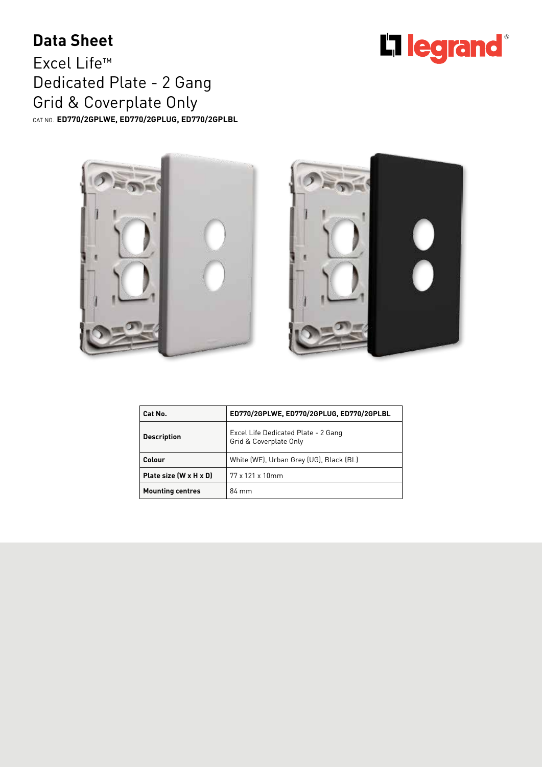# Data Sheet

## Excel Life™
## Dedicated Plate - 2 Gang
## Grid & Coverplate Only

CAT NO. **ED770/2GPLWE, ED770/2GPLUG, ED770/2GPLBL**

| Cat No. | ED770/2GPLWE, ED770/2GPLUG, ED770/2GPLBL |
|---|---|
| **Description** | Excel Life Dedicated Plate - 2 Gang Grid & Coverplate Only |
| **Colour** | White (WE), Urban Grey (UG), Black (BL) |
| **Plate size (W x H x D)** | 77 x 121 x 10mm |
| **Mounting centres** | 84 mm |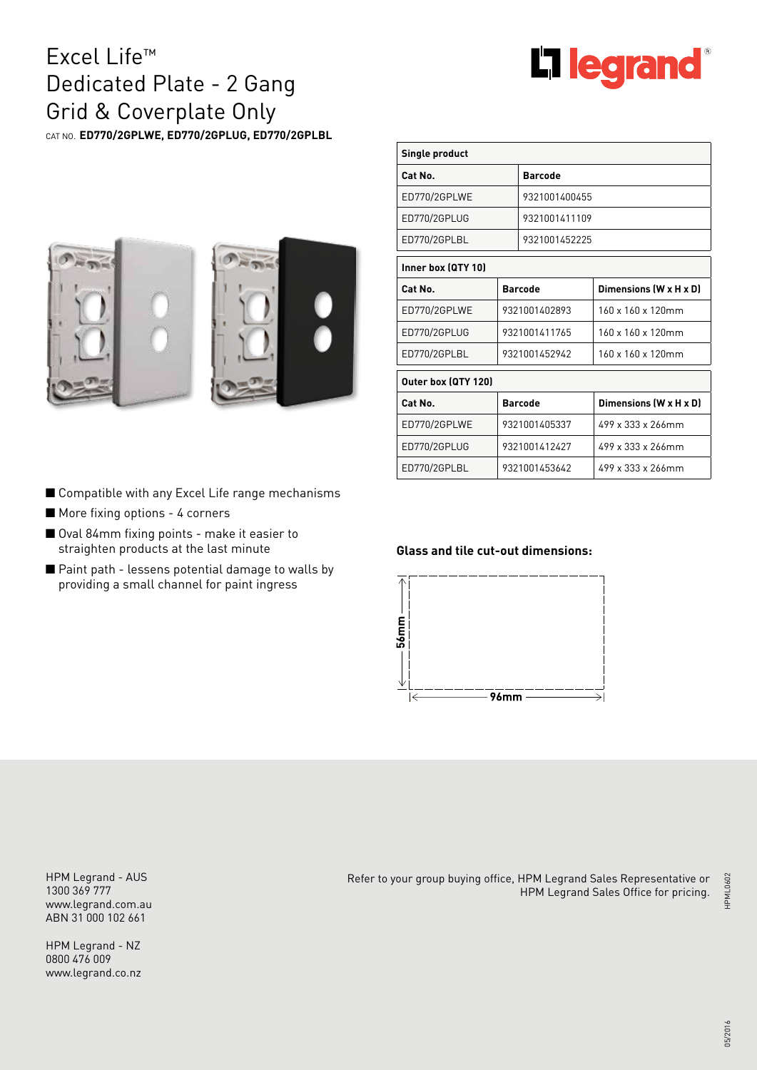# Excel Life™
# Dedicated Plate - 2 Gang
# Grid & Coverplate Only

CAT NO. **ED770/2GPLWE, ED770/2GPLUG, ED770/2GPLBL**

| Single product | |
|---|---|
| **Cat No.** | **Barcode** |
| ED770/2GPLWE | 9321001400455 |
| ED770/2GPLUG | 9321001411109 |
| ED770/2GPLBL | 9321001452225 |

| Inner box (QTY 10) | | |
|---|---|---|
| **Cat No.** | **Barcode** | **Dimensions (W x H x D)** |
| ED770/2GPLWE | 9321001402893 | 160 x 160 x 120mm |
| ED770/2GPLUG | 9321001411765 | 160 x 160 x 120mm |
| ED770/2GPLBL | 9321001452942 | 160 x 160 x 120mm |

| Outer box (QTY 120) | | |
|---|---|---|
| **Cat No.** | **Barcode** | **Dimensions (W x H x D)** |
| ED770/2GPLWE | 9321001405337 | 499 x 333 x 266mm |
| ED770/2GPLUG | 9321001412427 | 499 x 333 x 266mm |
| ED770/2GPLBL | 9321001453642 | 499 x 333 x 266mm |

- Compatible with any Excel Life range mechanisms
- More fixing options - 4 corners
- Oval 84mm fixing points - make it easier to straighten products at the last minute
- Paint path - lessens potential damage to walls by providing a small channel for paint ingress

**Glass and tile cut-out dimensions:**

56mm

96mm

HPM Legrand - AUS
1300 369 777
www.legrand.com.au
ABN 31 000 102 661

HPM Legrand - NZ
0800 476 009
www.legrand.co.nz

Refer to your group buying office, HPM Legrand Sales Representative or HPM Legrand Sales Office for pricing.

HPML0602

05/2016